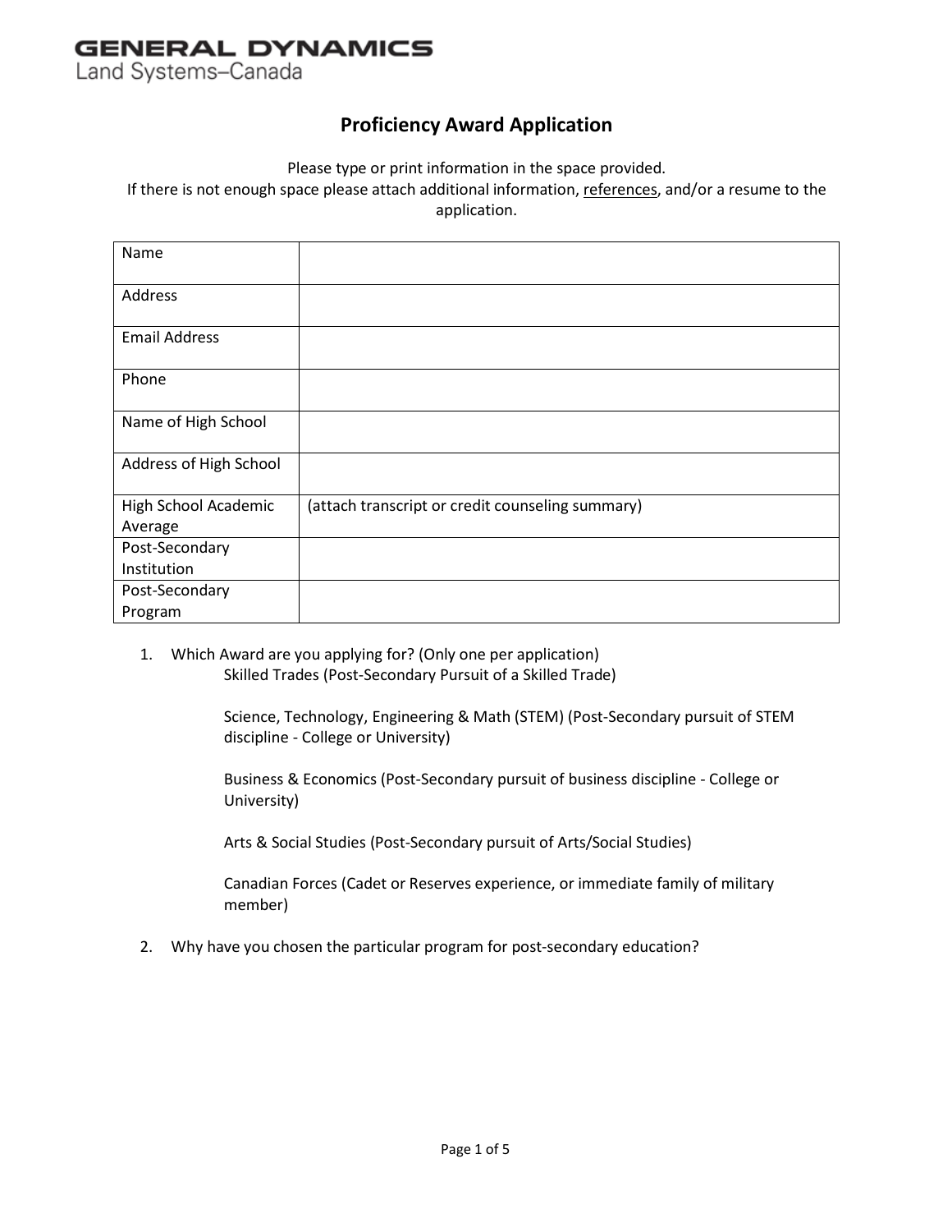GENERAL DYNAMICS
Land Systems–Canada

# Proficiency Award Application

Please type or print information in the space provided.
If there is not enough space please attach additional information, references, and/or a resume to the application.

| | |
|---|---|
| Name | |
| Address | |
| Email Address | |
| Phone | |
| Name of High School | |
| Address of High School | |
| High School Academic Average | (attach transcript or credit counseling summary) |
| Post-Secondary Institution | |
| Post-Secondary Program | |

1. Which Award are you applying for? (Only one per application)

   Skilled Trades (Post-Secondary Pursuit of a Skilled Trade)

   Science, Technology, Engineering & Math (STEM) (Post-Secondary pursuit of STEM discipline - College or University)

   Business & Economics (Post-Secondary pursuit of business discipline - College or University)

   Arts & Social Studies (Post-Secondary pursuit of Arts/Social Studies)

   Canadian Forces (Cadet or Reserves experience, or immediate family of military member)

2. Why have you chosen the particular program for post-secondary education?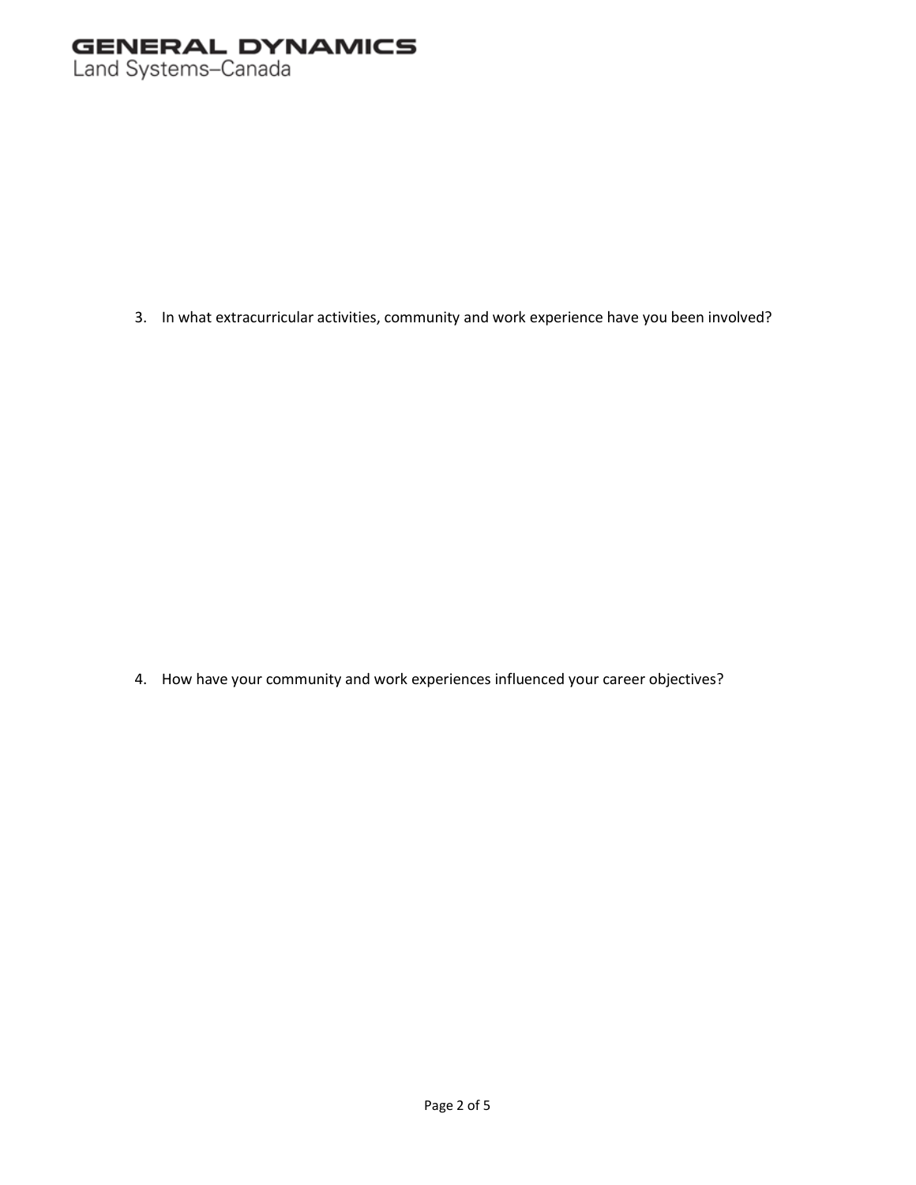3. In what extracurricular activities, community and work experience have you been involved?

4. How have your community and work experiences influenced your career objectives?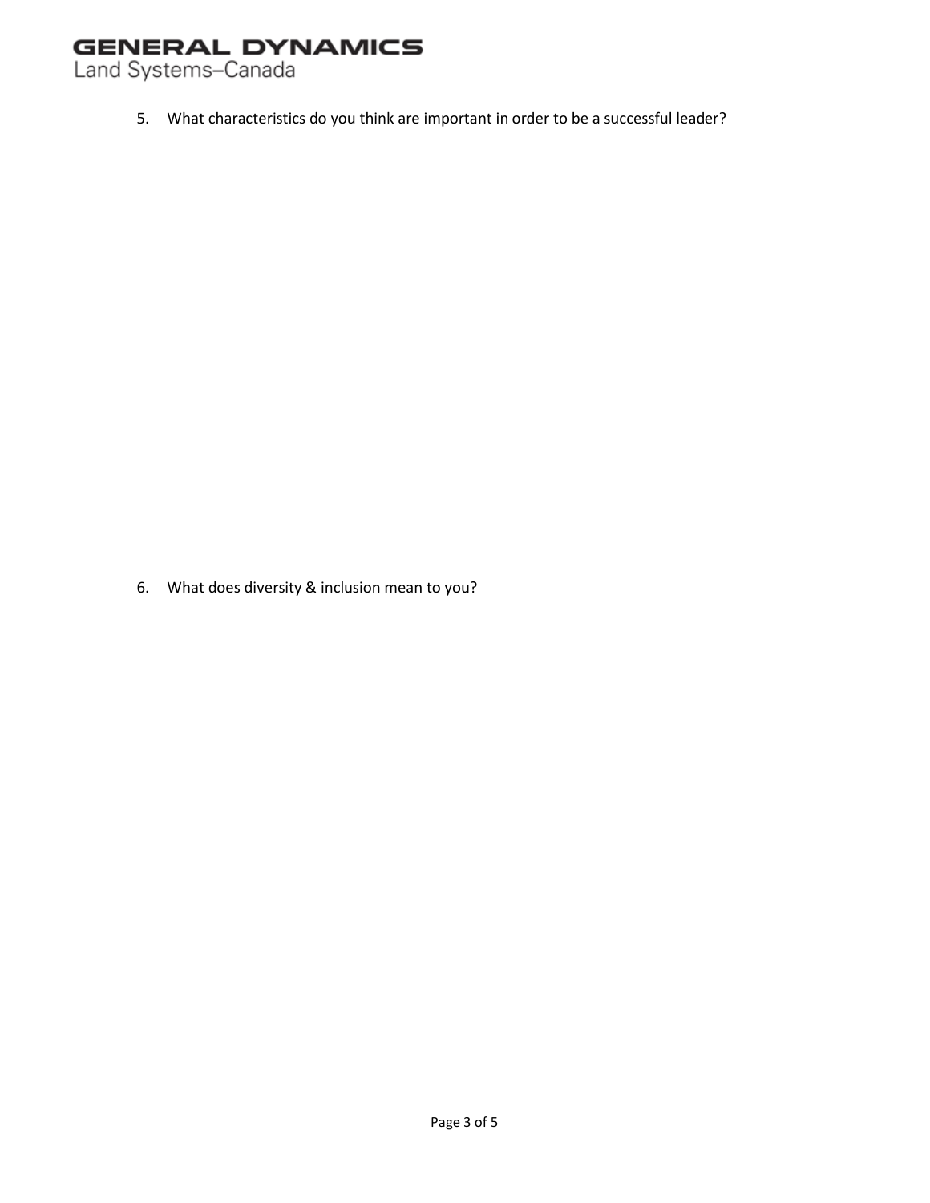5. What characteristics do you think are important in order to be a successful leader?

6. What does diversity & inclusion mean to you?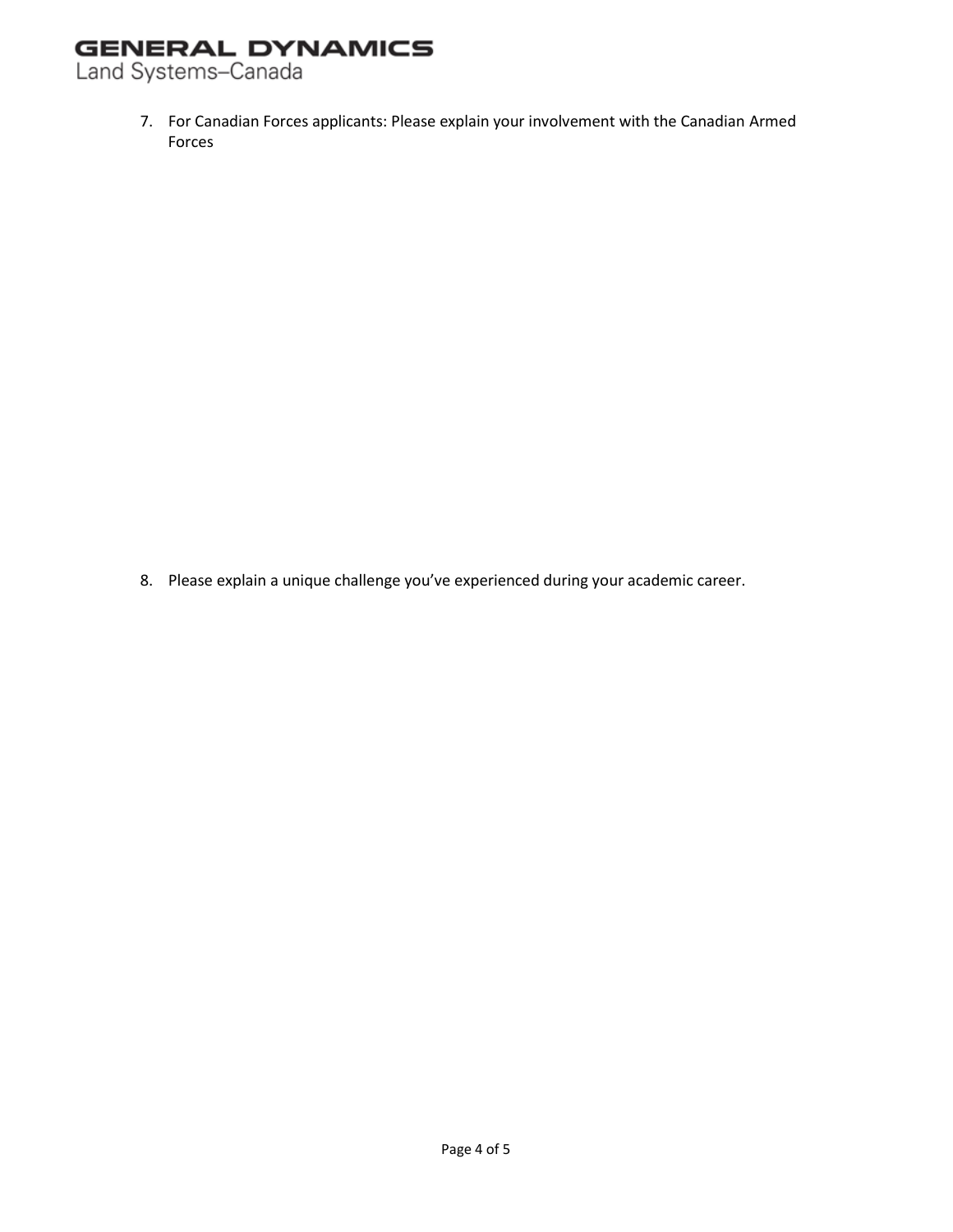7. For Canadian Forces applicants: Please explain your involvement with the Canadian Armed Forces

8. Please explain a unique challenge you've experienced during your academic career.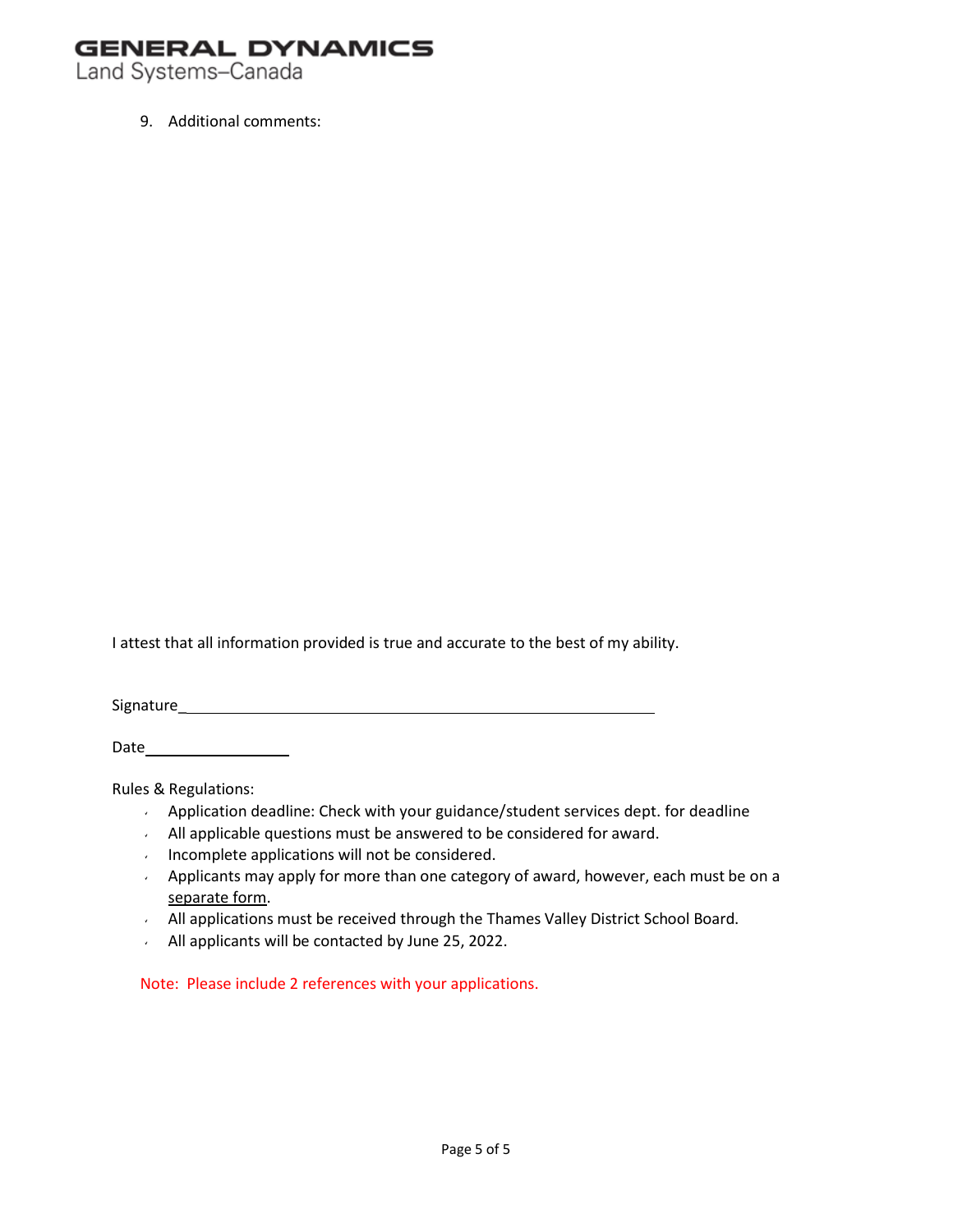**GENERAL DYNAMICS**
Land Systems–Canada

9. Additional comments:

I attest that all information provided is true and accurate to the best of my ability.

Signature_\_\_\_\_\_\_\_\_\_\_\_\_\_\_\_\_\_\_\_\_\_\_\_\_\_\_\_\_\_\_\_\_\_\_\_\_\_\_\_\_\_\_\_\_\_\_\_\_\_\_

Date\_\_\_\_\_\_\_\_\_\_\_\_\_\_\_\_\_\_

Rules & Regulations:

- Application deadline: Check with your guidance/student services dept. for deadline
- All applicable questions must be answered to be considered for award.
- Incomplete applications will not be considered.
- Applicants may apply for more than one category of award, however, each must be on a separate form.
- All applications must be received through the Thames Valley District School Board.
- All applicants will be contacted by June 25, 2022.

Note: Please include 2 references with your applications.